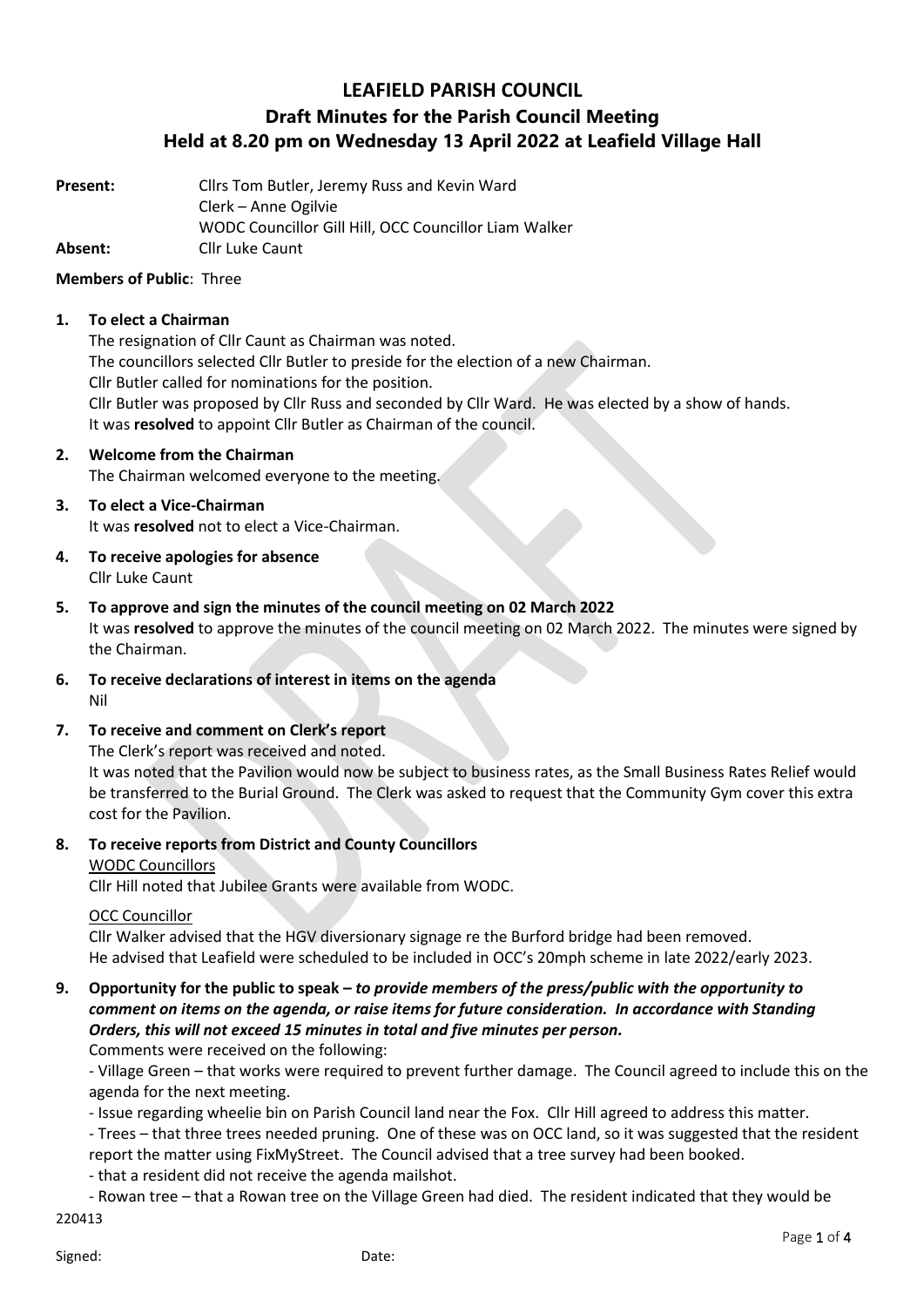# LEAFIELD PARISH COUNCIL
## Draft Minutes for the Parish Council Meeting
## Held at 8.20 pm on Wednesday 13 April 2022 at Leafield Village Hall

**Present:** Cllrs Tom Butler, Jeremy Russ and Kevin Ward
Clerk – Anne Ogilvie
WODC Councillor Gill Hill, OCC Councillor Liam Walker

**Absent:** Cllr Luke Caunt

**Members of Public**: Three

1. **To elect a Chairman**
   The resignation of Cllr Caunt as Chairman was noted.
   The councillors selected Cllr Butler to preside for the election of a new Chairman.
   Cllr Butler called for nominations for the position.
   Cllr Butler was proposed by Cllr Russ and seconded by Cllr Ward. He was elected by a show of hands.
   It was **resolved** to appoint Cllr Butler as Chairman of the council.

2. **Welcome from the Chairman**
   The Chairman welcomed everyone to the meeting.

3. **To elect a Vice-Chairman**
   It was **resolved** not to elect a Vice-Chairman.

4. **To receive apologies for absence**
   Cllr Luke Caunt

5. **To approve and sign the minutes of the council meeting on 02 March 2022**
   It was **resolved** to approve the minutes of the council meeting on 02 March 2022. The minutes were signed by the Chairman.

6. **To receive declarations of interest in items on the agenda**
   Nil

7. **To receive and comment on Clerk's report**
   The Clerk's report was received and noted.
   It was noted that the Pavilion would now be subject to business rates, as the Small Business Rates Relief would be transferred to the Burial Ground. The Clerk was asked to request that the Community Gym cover this extra cost for the Pavilion.

8. **To receive reports from District and County Councillors**
   WODC Councillors
   Cllr Hill noted that Jubilee Grants were available from WODC.

   OCC Councillor
   Cllr Walker advised that the HGV diversionary signage re the Burford bridge had been removed.
   He advised that Leafield were scheduled to be included in OCC's 20mph scheme in late 2022/early 2023.

9. **Opportunity for the public to speak –** ***to provide members of the press/public with the opportunity to comment on items on the agenda, or raise items for future consideration. In accordance with Standing Orders, this will not exceed 15 minutes in total and five minutes per person.***
   Comments were received on the following:
   - Village Green – that works were required to prevent further damage. The Council agreed to include this on the agenda for the next meeting.
   - Issue regarding wheelie bin on Parish Council land near the Fox. Cllr Hill agreed to address this matter.
   - Trees – that three trees needed pruning. One of these was on OCC land, so it was suggested that the resident report the matter using FixMyStreet. The Council advised that a tree survey had been booked.
   - that a resident did not receive the agenda mailshot.
   - Rowan tree – that a Rowan tree on the Village Green had died. The resident indicated that they would be

220413

Signed: Date: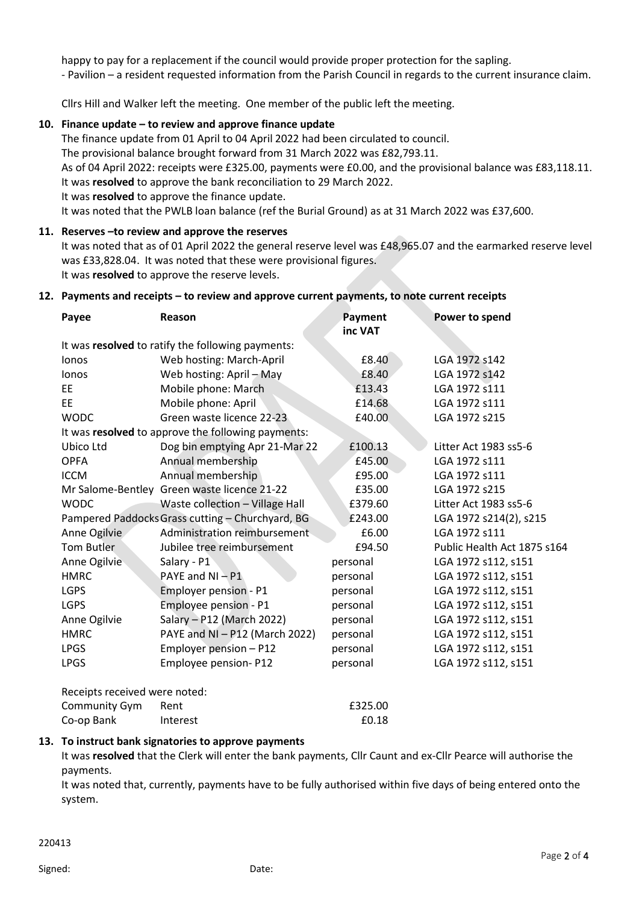happy to pay for a replacement if the council would provide proper protection for the sapling.

- Pavilion – a resident requested information from the Parish Council in regards to the current insurance claim.

Cllrs Hill and Walker left the meeting. One member of the public left the meeting.

**10. Finance update – to review and approve finance update**

The finance update from 01 April to 04 April 2022 had been circulated to council.
The provisional balance brought forward from 31 March 2022 was £82,793.11.
As of 04 April 2022: receipts were £325.00, payments were £0.00, and the provisional balance was £83,118.11.
It was **resolved** to approve the bank reconciliation to 29 March 2022.
It was **resolved** to approve the finance update.
It was noted that the PWLB loan balance (ref the Burial Ground) as at 31 March 2022 was £37,600.

**11. Reserves –to review and approve the reserves**

It was noted that as of 01 April 2022 the general reserve level was £48,965.07 and the earmarked reserve level was £33,828.04. It was noted that these were provisional figures.
It was **resolved** to approve the reserve levels.

**12. Payments and receipts – to review and approve current payments, to note current receipts**

| Payee | Reason | Payment inc VAT | Power to spend |
|---|---|---|---|
| It was **resolved** to ratify the following payments: | | | |
| Ionos | Web hosting: March-April | £8.40 | LGA 1972 s142 |
| Ionos | Web hosting: April – May | £8.40 | LGA 1972 s142 |
| EE | Mobile phone: March | £13.43 | LGA 1972 s111 |
| EE | Mobile phone: April | £14.68 | LGA 1972 s111 |
| WODC | Green waste licence 22-23 | £40.00 | LGA 1972 s215 |
| It was **resolved** to approve the following payments: | | | |
| Ubico Ltd | Dog bin emptying Apr 21-Mar 22 | £100.13 | Litter Act 1983 ss5-6 |
| OPFA | Annual membership | £45.00 | LGA 1972 s111 |
| ICCM | Annual membership | £95.00 | LGA 1972 s111 |
| Mr Salome-Bentley | Green waste licence 21-22 | £35.00 | LGA 1972 s215 |
| WODC | Waste collection – Village Hall | £379.60 | Litter Act 1983 ss5-6 |
| Pampered Paddocks | Grass cutting – Churchyard, BG | £243.00 | LGA 1972 s214(2), s215 |
| Anne Ogilvie | Administration reimbursement | £6.00 | LGA 1972 s111 |
| Tom Butler | Jubilee tree reimbursement | £94.50 | Public Health Act 1875 s164 |
| Anne Ogilvie | Salary - P1 | personal | LGA 1972 s112, s151 |
| HMRC | PAYE and NI – P1 | personal | LGA 1972 s112, s151 |
| LGPS | Employer pension - P1 | personal | LGA 1972 s112, s151 |
| LGPS | Employee pension - P1 | personal | LGA 1972 s112, s151 |
| Anne Ogilvie | Salary – P12 (March 2022) | personal | LGA 1972 s112, s151 |
| HMRC | PAYE and NI – P12 (March 2022) | personal | LGA 1972 s112, s151 |
| LPGS | Employer pension – P12 | personal | LGA 1972 s112, s151 |
| LPGS | Employee pension- P12 | personal | LGA 1972 s112, s151 |

Receipts received were noted:

| | | |
|---|---|---|
| Community Gym | Rent | £325.00 |
| Co-op Bank | Interest | £0.18 |

**13. To instruct bank signatories to approve payments**

It was **resolved** that the Clerk will enter the bank payments, Cllr Caunt and ex-Cllr Pearce will authorise the payments.
It was noted that, currently, payments have to be fully authorised within five days of being entered onto the system.

220413

Signed: Date: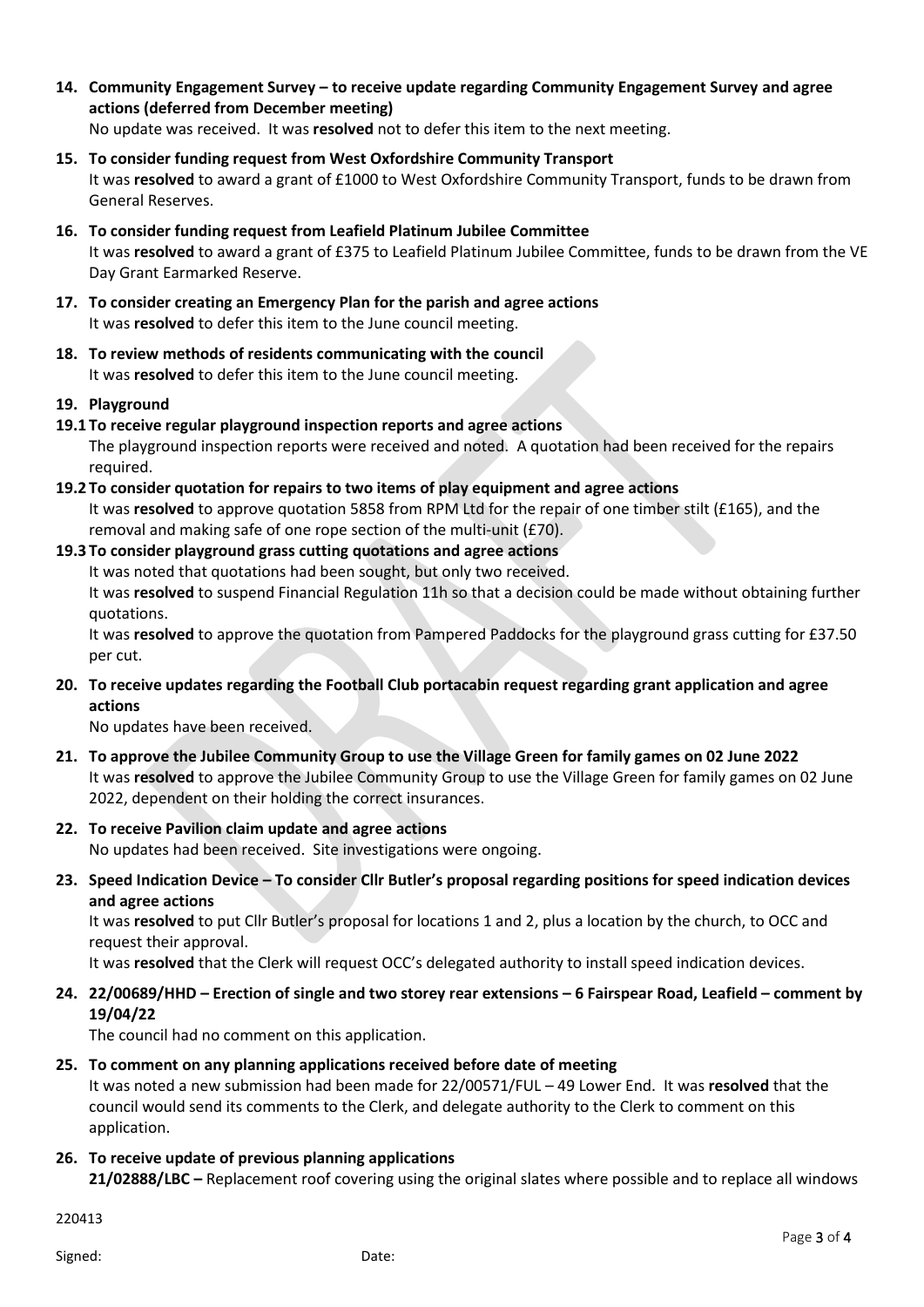**14. Community Engagement Survey – to receive update regarding Community Engagement Survey and agree actions (deferred from December meeting)**

No update was received. It was **resolved** not to defer this item to the next meeting.

**15. To consider funding request from West Oxfordshire Community Transport**

It was **resolved** to award a grant of £1000 to West Oxfordshire Community Transport, funds to be drawn from General Reserves.

**16. To consider funding request from Leafield Platinum Jubilee Committee**

It was **resolved** to award a grant of £375 to Leafield Platinum Jubilee Committee, funds to be drawn from the VE Day Grant Earmarked Reserve.

**17. To consider creating an Emergency Plan for the parish and agree actions**

It was **resolved** to defer this item to the June council meeting.

**18. To review methods of residents communicating with the council**

It was **resolved** to defer this item to the June council meeting.

**19. Playground**

**19.1 To receive regular playground inspection reports and agree actions**

The playground inspection reports were received and noted. A quotation had been received for the repairs required.

**19.2 To consider quotation for repairs to two items of play equipment and agree actions**

It was **resolved** to approve quotation 5858 from RPM Ltd for the repair of one timber stilt (£165), and the removal and making safe of one rope section of the multi-unit (£70).

**19.3 To consider playground grass cutting quotations and agree actions**

It was noted that quotations had been sought, but only two received.

It was **resolved** to suspend Financial Regulation 11h so that a decision could be made without obtaining further quotations.

It was **resolved** to approve the quotation from Pampered Paddocks for the playground grass cutting for £37.50 per cut.

**20. To receive updates regarding the Football Club portacabin request regarding grant application and agree actions**

No updates have been received.

**21. To approve the Jubilee Community Group to use the Village Green for family games on 02 June 2022**

It was **resolved** to approve the Jubilee Community Group to use the Village Green for family games on 02 June 2022, dependent on their holding the correct insurances.

**22. To receive Pavilion claim update and agree actions**

No updates had been received. Site investigations were ongoing.

**23. Speed Indication Device – To consider Cllr Butler's proposal regarding positions for speed indication devices and agree actions**

It was **resolved** to put Cllr Butler's proposal for locations 1 and 2, plus a location by the church, to OCC and request their approval.

It was **resolved** that the Clerk will request OCC's delegated authority to install speed indication devices.

**24. 22/00689/HHD – Erection of single and two storey rear extensions – 6 Fairspear Road, Leafield – comment by 19/04/22**

The council had no comment on this application.

**25. To comment on any planning applications received before date of meeting**

It was noted a new submission had been made for 22/00571/FUL – 49 Lower End. It was **resolved** that the council would send its comments to the Clerk, and delegate authority to the Clerk to comment on this application.

**26. To receive update of previous planning applications**

**21/02888/LBC –** Replacement roof covering using the original slates where possible and to replace all windows

220413

Signed: Date: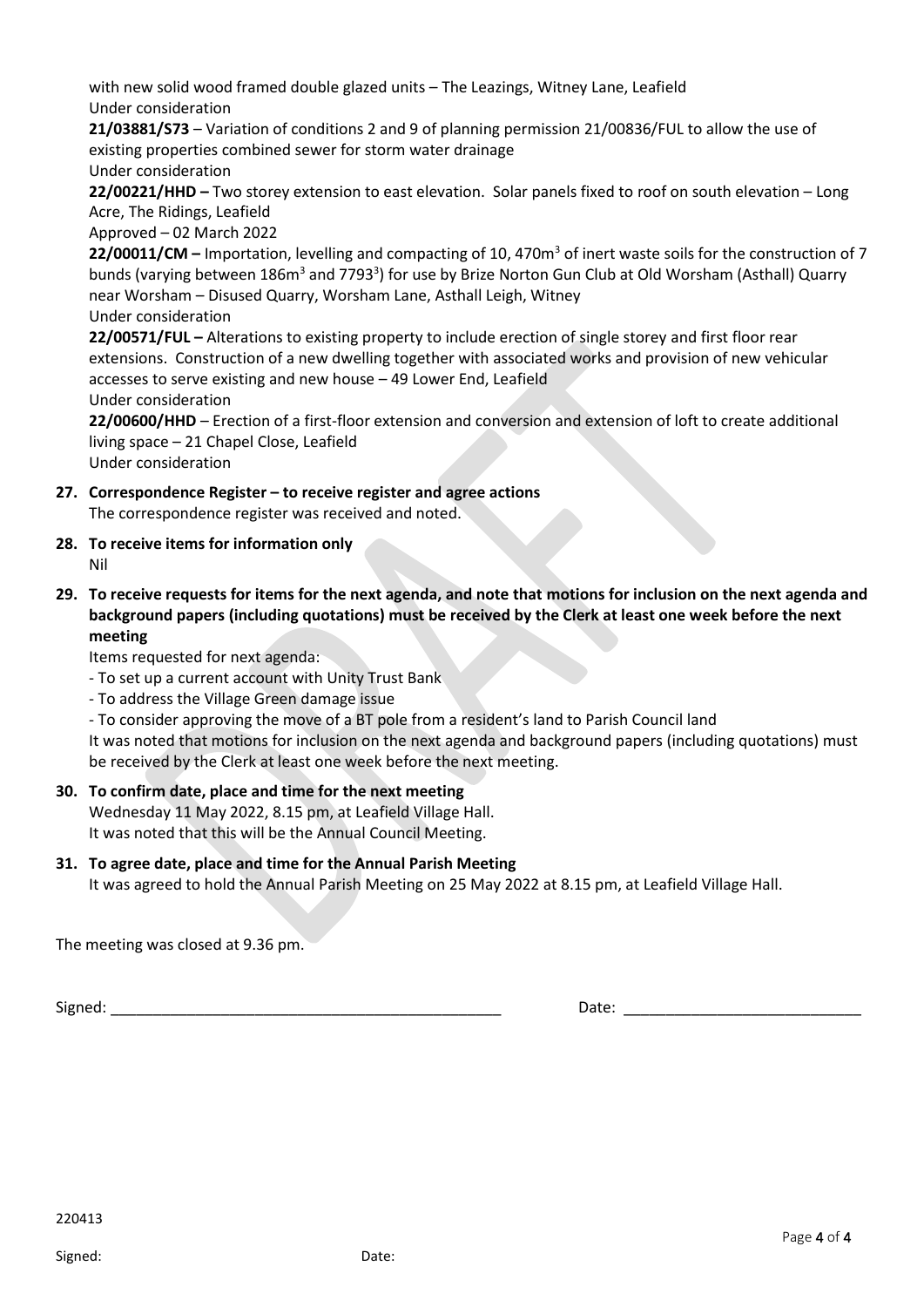with new solid wood framed double glazed units – The Leazings, Witney Lane, Leafield
Under consideration

**21/03881/S73** – Variation of conditions 2 and 9 of planning permission 21/00836/FUL to allow the use of existing properties combined sewer for storm water drainage
Under consideration

**22/00221/HHD –** Two storey extension to east elevation. Solar panels fixed to roof on south elevation – Long Acre, The Ridings, Leafield
Approved – 02 March 2022

**22/00011/CM –** Importation, levelling and compacting of 10, 470m$^3$ of inert waste soils for the construction of 7 bunds (varying between 186m$^3$ and 7793$^3$) for use by Brize Norton Gun Club at Old Worsham (Asthall) Quarry near Worsham – Disused Quarry, Worsham Lane, Asthall Leigh, Witney
Under consideration

**22/00571/FUL –** Alterations to existing property to include erection of single storey and first floor rear extensions. Construction of a new dwelling together with associated works and provision of new vehicular accesses to serve existing and new house – 49 Lower End, Leafield
Under consideration

**22/00600/HHD** – Erection of a first-floor extension and conversion and extension of loft to create additional living space – 21 Chapel Close, Leafield
Under consideration

**27. Correspondence Register – to receive register and agree actions**
The correspondence register was received and noted.

**28. To receive items for information only**
Nil

**29. To receive requests for items for the next agenda, and note that motions for inclusion on the next agenda and background papers (including quotations) must be received by the Clerk at least one week before the next meeting**
Items requested for next agenda:
- To set up a current account with Unity Trust Bank
- To address the Village Green damage issue
- To consider approving the move of a BT pole from a resident's land to Parish Council land

It was noted that motions for inclusion on the next agenda and background papers (including quotations) must be received by the Clerk at least one week before the next meeting.

**30. To confirm date, place and time for the next meeting**
Wednesday 11 May 2022, 8.15 pm, at Leafield Village Hall.
It was noted that this will be the Annual Council Meeting.

**31. To agree date, place and time for the Annual Parish Meeting**
It was agreed to hold the Annual Parish Meeting on 25 May 2022 at 8.15 pm, at Leafield Village Hall.

The meeting was closed at 9.36 pm.

Signed: _______________________________________________ Date: ____________________________

220413

Signed: Date: